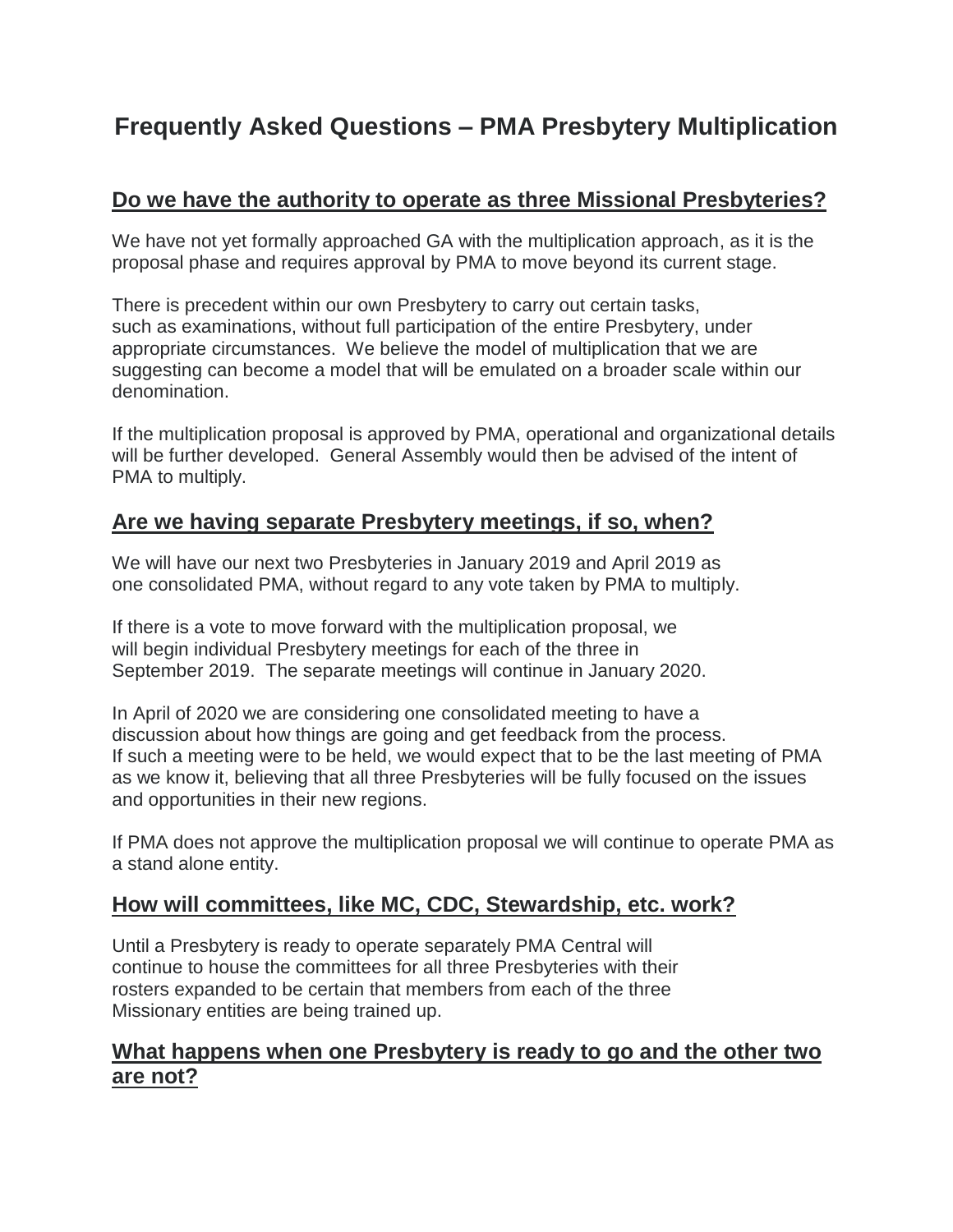# Frequently Asked Questions – PMA Presbytery Multiplication

## Do we have the authority to operate as three Missional Presbyteries?

We have not yet formally approached GA with the multiplication approach, as it is the proposal phase and requires approval by PMA to move beyond its current stage.

There is precedent within our own Presbytery to carry out certain tasks, such as examinations, without full participation of the entire Presbytery, under appropriate circumstances. We believe the model of multiplication that we are suggesting can become a model that will be emulated on a broader scale within our denomination.

If the multiplication proposal is approved by PMA, operational and organizational details will be further developed. General Assembly would then be advised of the intent of PMA to multiply.

## Are we having separate Presbytery meetings, if so, when?

We will have our next two Presbyteries in January 2019 and April 2019 as one consolidated PMA, without regard to any vote taken by PMA to multiply.

If there is a vote to move forward with the multiplication proposal, we will begin individual Presbytery meetings for each of the three in September 2019. The separate meetings will continue in January 2020.

In April of 2020 we are considering one consolidated meeting to have a discussion about how things are going and get feedback from the process. If such a meeting were to be held, we would expect that to be the last meeting of PMA as we know it, believing that all three Presbyteries will be fully focused on the issues and opportunities in their new regions.

If PMA does not approve the multiplication proposal we will continue to operate PMA as a stand alone entity.

## How will committees, like MC, CDC, Stewardship, etc. work?

Until a Presbytery is ready to operate separately PMA Central will continue to house the committees for all three Presbyteries with their rosters expanded to be certain that members from each of the three Missionary entities are being trained up.

## What happens when one Presbytery is ready to go and the other two are not?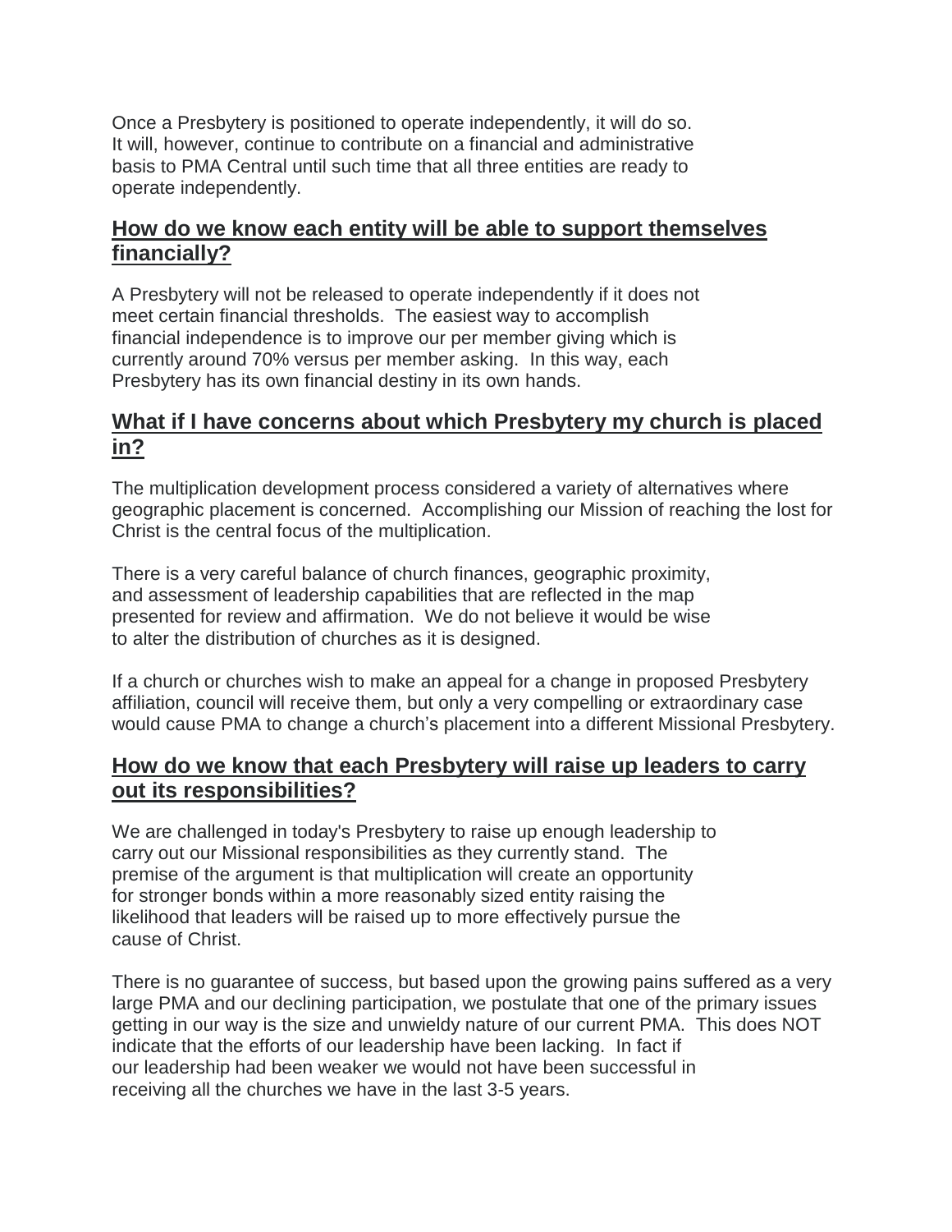Once a Presbytery is positioned to operate independently, it will do so. It will, however, continue to contribute on a financial and administrative basis to PMA Central until such time that all three entities are ready to operate independently.

## **How do we know each entity will be able to support themselves financially?**

A Presbytery will not be released to operate independently if it does not meet certain financial thresholds. The easiest way to accomplish financial independence is to improve our per member giving which is currently around 70% versus per member asking. In this way, each Presbytery has its own financial destiny in its own hands.

## **What if I have concerns about which Presbytery my church is placed in?**

The multiplication development process considered a variety of alternatives where geographic placement is concerned. Accomplishing our Mission of reaching the lost for Christ is the central focus of the multiplication.

There is a very careful balance of church finances, geographic proximity, and assessment of leadership capabilities that are reflected in the map presented for review and affirmation. We do not believe it would be wise to alter the distribution of churches as it is designed.

If a church or churches wish to make an appeal for a change in proposed Presbytery affiliation, council will receive them, but only a very compelling or extraordinary case would cause PMA to change a church's placement into a different Missional Presbytery.

## **How do we know that each Presbytery will raise up leaders to carry out its responsibilities?**

We are challenged in today's Presbytery to raise up enough leadership to carry out our Missional responsibilities as they currently stand. The premise of the argument is that multiplication will create an opportunity for stronger bonds within a more reasonably sized entity raising the likelihood that leaders will be raised up to more effectively pursue the cause of Christ.

There is no guarantee of success, but based upon the growing pains suffered as a very large PMA and our declining participation, we postulate that one of the primary issues getting in our way is the size and unwieldy nature of our current PMA. This does NOT indicate that the efforts of our leadership have been lacking. In fact if our leadership had been weaker we would not have been successful in receiving all the churches we have in the last 3-5 years.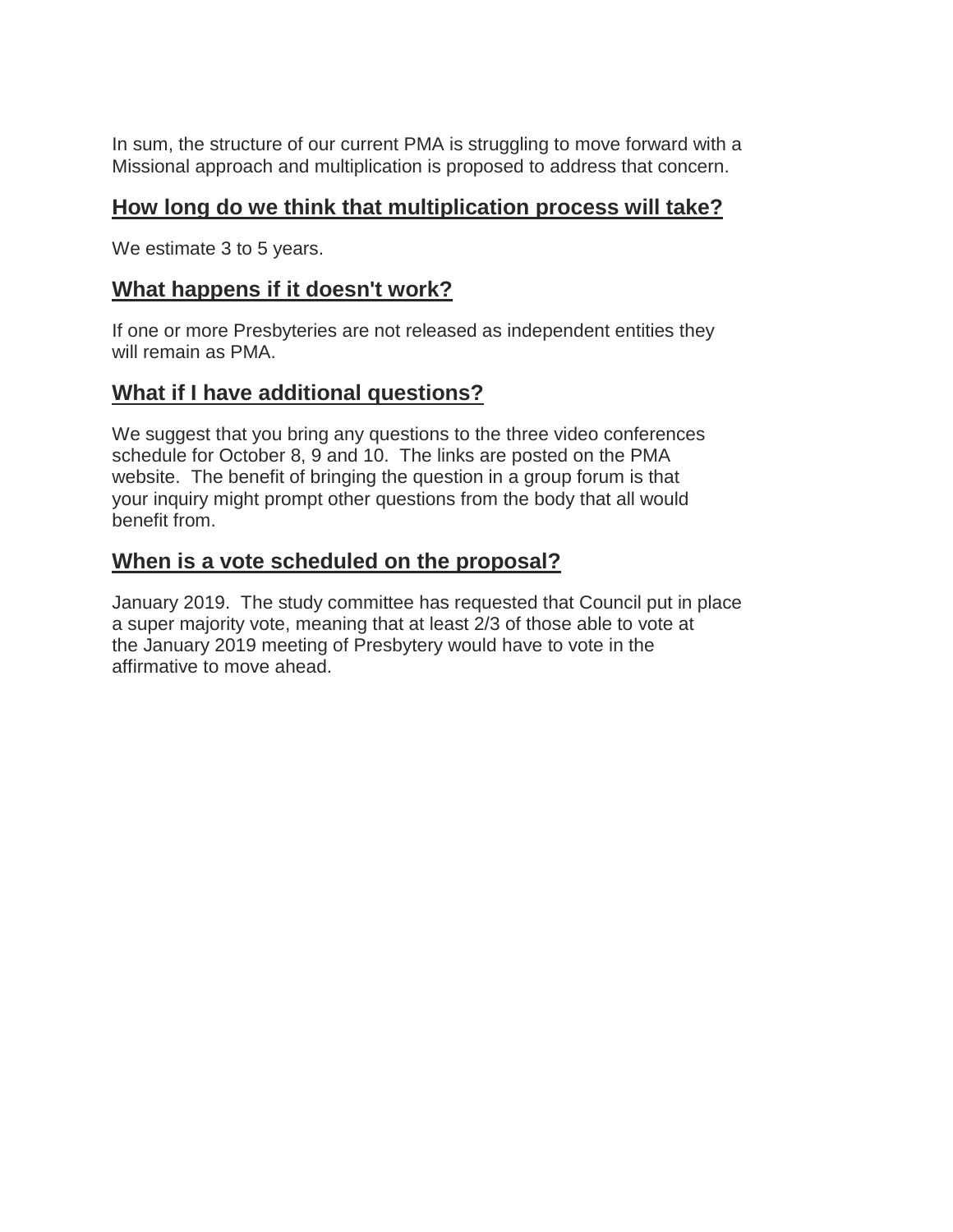In sum, the structure of our current PMA is struggling to move forward with a Missional approach and multiplication is proposed to address that concern.

## **How long do we think that multiplication process will take?**

We estimate 3 to 5 years.

## **What happens if it doesn't work?**

If one or more Presbyteries are not released as independent entities they will remain as PMA.

## **What if I have additional questions?**

We suggest that you bring any questions to the three video conferences schedule for October 8, 9 and 10. The links are posted on the PMA website. The benefit of bringing the question in a group forum is that your inquiry might prompt other questions from the body that all would benefit from.

## **When is a vote scheduled on the proposal?**

January 2019. The study committee has requested that Council put in place a super majority vote, meaning that at least 2/3 of those able to vote at the January 2019 meeting of Presbytery would have to vote in the affirmative to move ahead.